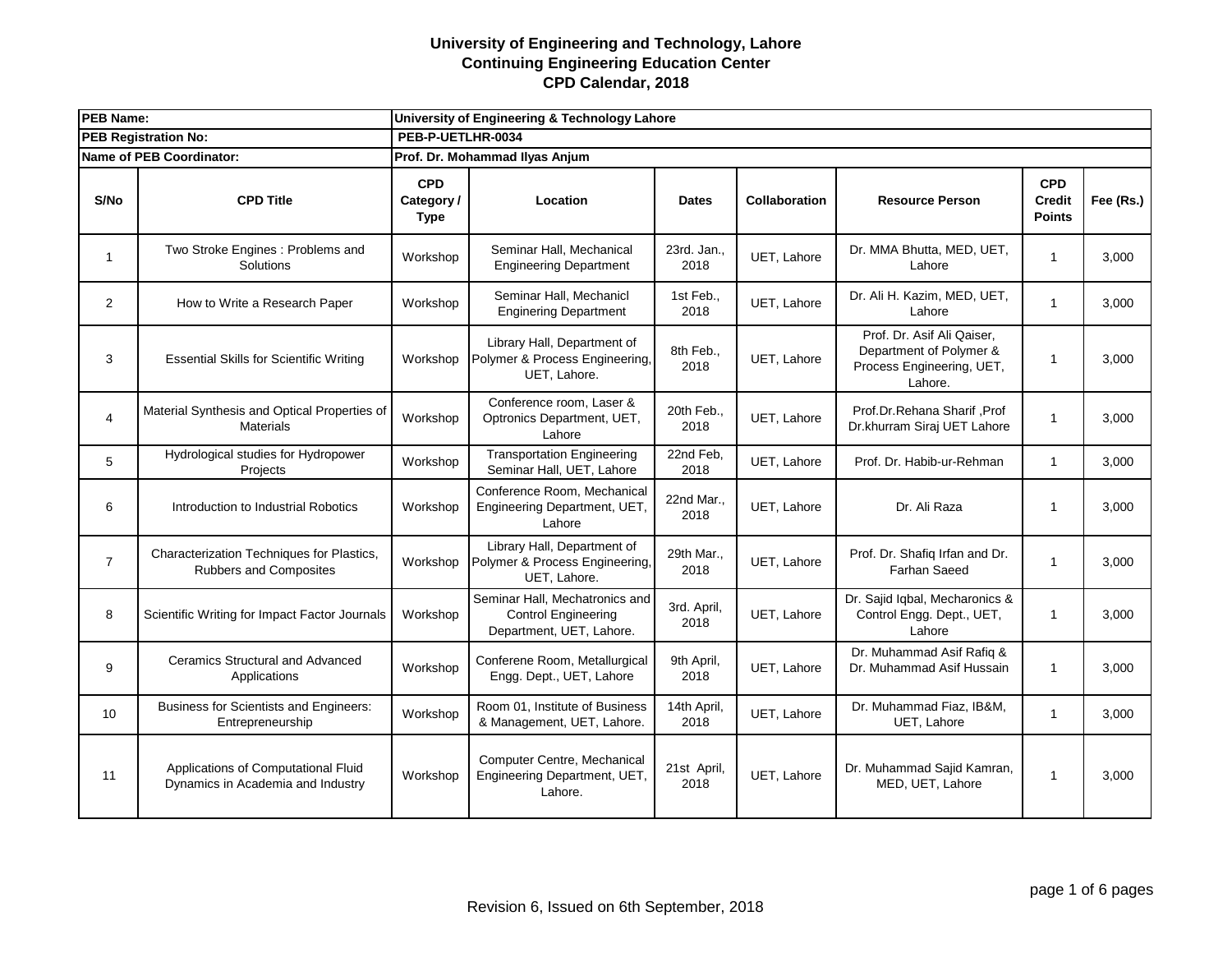# University of Engineering and Technology, Lahore
## Continuing Engineering Education Center
## CPD Calendar, 2018

| PEB Name: | | University of Engineering & Technology Lahore | | | | | | |
|---|---|---|---|---|---|---|---|---|
| **PEB Registration No:** | | **PEB-P-UETLHR-0034** | | | | | | |
| **Name of PEB Coordinator:** | | **Prof. Dr. Mohammad Ilyas Anjum** | | | | | | |
| **S/No** | **CPD Title** | **CPD Category / Type** | **Location** | **Dates** | **Collaboration** | **Resource Person** | **CPD Credit Points** | **Fee (Rs.)** |
| 1 | Two Stroke Engines : Problems and Solutions | Workshop | Seminar Hall, Mechanical Engineering Department | 23rd. Jan., 2018 | UET, Lahore | Dr. MMA Bhutta, MED, UET, Lahore | 1 | 3,000 |
| 2 | How to Write a Research Paper | Workshop | Seminar Hall, Mechanicl Enginering Department | 1st Feb., 2018 | UET, Lahore | Dr. Ali H. Kazim, MED, UET, Lahore | 1 | 3,000 |
| 3 | Essential Skills for Scientific Writing | Workshop | Library Hall, Department of Polymer & Process Engineering, UET, Lahore. | 8th Feb., 2018 | UET, Lahore | Prof. Dr. Asif Ali Qaiser, Department of Polymer & Process Engineering, UET, Lahore. | 1 | 3,000 |
| 4 | Material Synthesis and Optical Properties of Materials | Workshop | Conference room, Laser & Optronics Department, UET, Lahore | 20th Feb., 2018 | UET, Lahore | Prof.Dr.Rehana Sharif ,Prof Dr.khurram Siraj UET Lahore | 1 | 3,000 |
| 5 | Hydrological studies for Hydropower Projects | Workshop | Transportation Engineering Seminar Hall, UET, Lahore | 22nd Feb, 2018 | UET, Lahore | Prof. Dr. Habib-ur-Rehman | 1 | 3,000 |
| 6 | Introduction to Industrial Robotics | Workshop | Conference Room, Mechanical Engineering Department, UET, Lahore | 22nd Mar., 2018 | UET, Lahore | Dr. Ali Raza | 1 | 3,000 |
| 7 | Characterization Techniques for Plastics, Rubbers and Composites | Workshop | Library Hall, Department of Polymer & Process Engineering, UET, Lahore. | 29th Mar., 2018 | UET, Lahore | Prof. Dr. Shafiq Irfan and Dr. Farhan Saeed | 1 | 3,000 |
| 8 | Scientific Writing for Impact Factor Journals | Workshop | Seminar Hall, Mechatronics and Control Engineering Department, UET, Lahore. | 3rd. April, 2018 | UET, Lahore | Dr. Sajid Iqbal, Mecharonics & Control Engg. Dept., UET, Lahore | 1 | 3,000 |
| 9 | Ceramics Structural and Advanced Applications | Workshop | Conferene Room, Metallurgical Engg. Dept., UET, Lahore | 9th April, 2018 | UET, Lahore | Dr. Muhammad Asif Rafiq & Dr. Muhammad Asif Hussain | 1 | 3,000 |
| 10 | Business for Scientists and Engineers: Entrepreneurship | Workshop | Room 01, Institute of Business & Management, UET, Lahore. | 14th April, 2018 | UET, Lahore | Dr. Muhammad Fiaz, IB&M, UET, Lahore | 1 | 3,000 |
| 11 | Applications of Computational Fluid Dynamics in Academia and Industry | Workshop | Computer Centre, Mechanical Engineering Department, UET, Lahore. | 21st April, 2018 | UET, Lahore | Dr. Muhammad Sajid Kamran, MED, UET, Lahore | 1 | 3,000 |

Revision 6, Issued on 6th September, 2018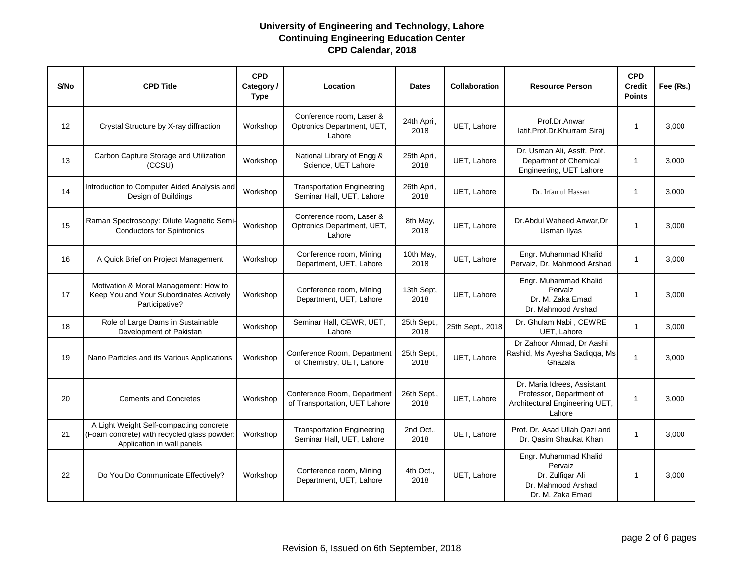**University of Engineering and Technology, Lahore**
**Continuing Engineering Education Center**
**CPD Calendar, 2018**

| S/No | CPD Title | CPD Category / Type | Location | Dates | Collaboration | Resource Person | CPD Credit Points | Fee (Rs.) |
|---|---|---|---|---|---|---|---|---|
| 12 | Crystal Structure by X-ray diffraction | Workshop | Conference room, Laser & Optronics Department, UET, Lahore | 24th April, 2018 | UET, Lahore | Prof.Dr.Anwar latif,Prof.Dr.Khurram Siraj | 1 | 3,000 |
| 13 | Carbon Capture Storage and Utilization (CCSU) | Workshop | National Library of Engg & Science, UET Lahore | 25th April, 2018 | UET, Lahore | Dr. Usman Ali, Asstt. Prof. Departmnt of Chemical Engineering, UET Lahore | 1 | 3,000 |
| 14 | Introduction to Computer Aided Analysis and Design of Buildings | Workshop | Transportation Engineering Seminar Hall, UET, Lahore | 26th April, 2018 | UET, Lahore | Dr. Irfan ul Hassan | 1 | 3,000 |
| 15 | Raman Spectroscopy: Dilute Magnetic Semi-Conductors for Spintronics | Workshop | Conference room, Laser & Optronics Department, UET, Lahore | 8th May, 2018 | UET, Lahore | Dr.Abdul Waheed Anwar,Dr Usman Ilyas | 1 | 3,000 |
| 16 | A Quick Brief on Project Management | Workshop | Conference room, Mining Department, UET, Lahore | 10th May, 2018 | UET, Lahore | Engr. Muhammad Khalid Pervaiz, Dr. Mahmood Arshad | 1 | 3,000 |
| 17 | Motivation & Moral Management: How to Keep You and Your Subordinates Actively Participative? | Workshop | Conference room, Mining Department, UET, Lahore | 13th Sept, 2018 | UET, Lahore | Engr. Muhammad Khalid Pervaiz<br>Dr. M. Zaka Emad<br>Dr. Mahmood Arshad | 1 | 3,000 |
| 18 | Role of Large Dams in Sustainable Development of Pakistan | Workshop | Seminar Hall, CEWR, UET, Lahore | 25th Sept., 2018 | 25th Sept., 2018 | Dr. Ghulam Nabi , CEWRE UET, Lahore | 1 | 3,000 |
| 19 | Nano Particles and its Various Applications | Workshop | Conference Room, Department of Chemistry, UET, Lahore | 25th Sept., 2018 | UET, Lahore | Dr Zahoor Ahmad, Dr Aashi Rashid, Ms Ayesha Sadiqqa, Ms Ghazala | 1 | 3,000 |
| 20 | Cements and Concretes | Workshop | Conference Room, Department of Transportation, UET Lahore | 26th Sept., 2018 | UET, Lahore | Dr. Maria Idrees, Assistant Professor, Department of Architectural Engineering UET, Lahore | 1 | 3,000 |
| 21 | A Light Weight Self-compacting concrete (Foam concrete) with recycled glass powder: Application in wall panels | Workshop | Transportation Engineering Seminar Hall, UET, Lahore | 2nd Oct., 2018 | UET, Lahore | Prof. Dr. Asad Ullah Qazi and Dr. Qasim Shaukat Khan | 1 | 3,000 |
| 22 | Do You Do Communicate Effectively? | Workshop | Conference room, Mining Department, UET, Lahore | 4th Oct., 2018 | UET, Lahore | Engr. Muhammad Khalid Pervaiz<br>Dr. Zulfiqar Ali<br>Dr. Mahmood Arshad<br>Dr. M. Zaka Emad | 1 | 3,000 |

Revision 6, Issued on 6th September, 2018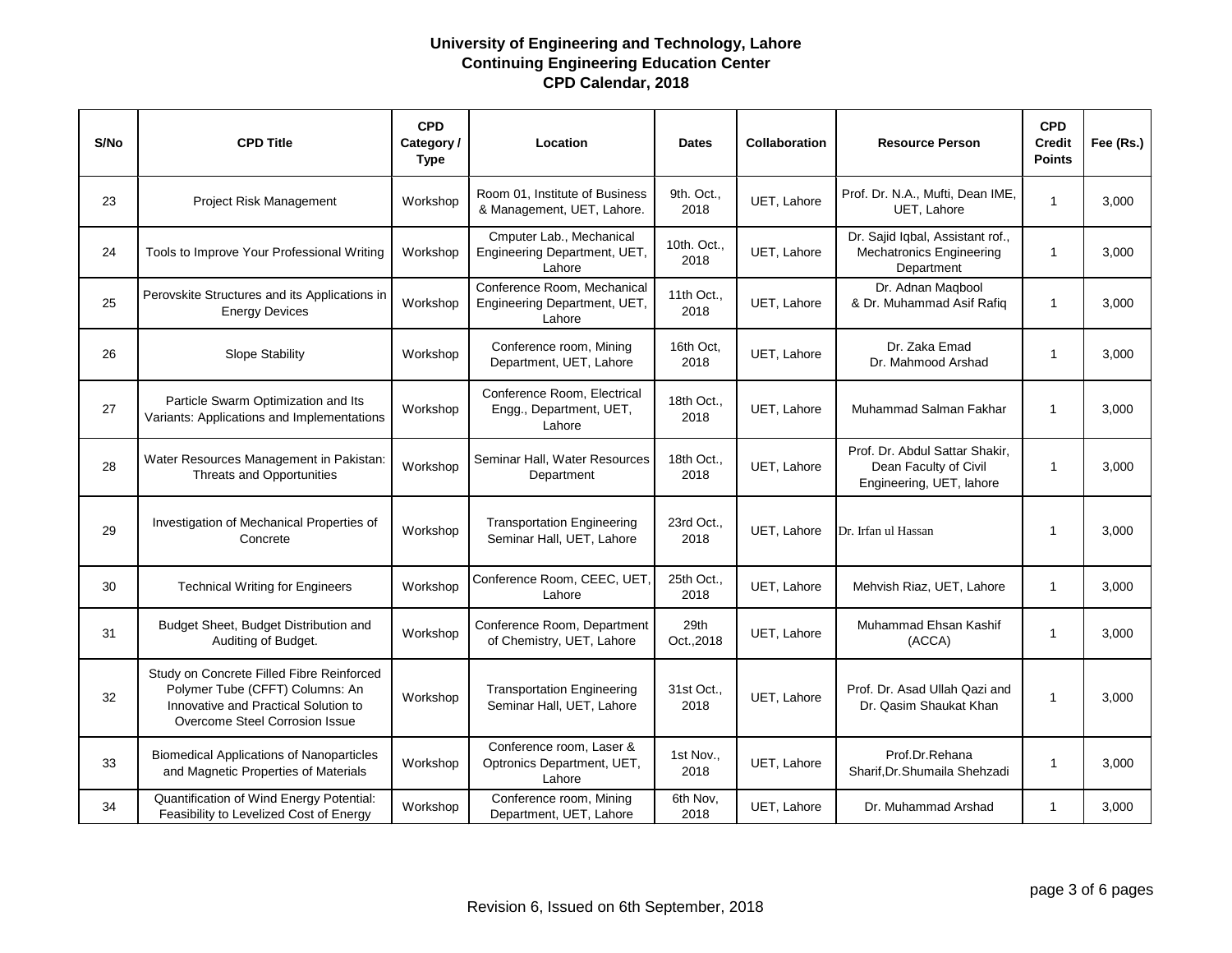**University of Engineering and Technology, Lahore**
**Continuing Engineering Education Center**
**CPD Calendar, 2018**

| S/No | CPD Title | CPD Category / Type | Location | Dates | Collaboration | Resource Person | CPD Credit Points | Fee (Rs.) |
|---|---|---|---|---|---|---|---|---|
| 23 | Project Risk Management | Workshop | Room 01, Institute of Business & Management, UET, Lahore. | 9th. Oct., 2018 | UET, Lahore | Prof. Dr. N.A., Mufti, Dean IME, UET, Lahore | 1 | 3,000 |
| 24 | Tools to Improve Your Professional Writing | Workshop | Cmputer Lab., Mechanical Engineering Department, UET, Lahore | 10th. Oct., 2018 | UET, Lahore | Dr. Sajid Iqbal, Assistant rof., Mechatronics Engineering Department | 1 | 3,000 |
| 25 | Perovskite Structures and its Applications in Energy Devices | Workshop | Conference Room, Mechanical Engineering Department, UET, Lahore | 11th Oct., 2018 | UET, Lahore | Dr. Adnan Maqbool & Dr. Muhammad Asif Rafiq | 1 | 3,000 |
| 26 | Slope Stability | Workshop | Conference room, Mining Department, UET, Lahore | 16th Oct, 2018 | UET, Lahore | Dr. Zaka Emad Dr. Mahmood Arshad | 1 | 3,000 |
| 27 | Particle Swarm Optimization and Its Variants: Applications and Implementations | Workshop | Conference Room, Electrical Engg., Department, UET, Lahore | 18th Oct., 2018 | UET, Lahore | Muhammad Salman Fakhar | 1 | 3,000 |
| 28 | Water Resources Management in Pakistan: Threats and Opportunities | Workshop | Seminar Hall, Water Resources Department | 18th Oct., 2018 | UET, Lahore | Prof. Dr. Abdul Sattar Shakir, Dean Faculty of Civil Engineering, UET, lahore | 1 | 3,000 |
| 29 | Investigation of Mechanical Properties of Concrete | Workshop | Transportation Engineering Seminar Hall, UET, Lahore | 23rd Oct., 2018 | UET, Lahore | Dr. Irfan ul Hassan | 1 | 3,000 |
| 30 | Technical Writing for Engineers | Workshop | Conference Room, CEEC, UET, Lahore | 25th Oct., 2018 | UET, Lahore | Mehvish Riaz, UET, Lahore | 1 | 3,000 |
| 31 | Budget Sheet, Budget Distribution and Auditing of Budget. | Workshop | Conference Room, Department of Chemistry, UET, Lahore | 29th Oct.,2018 | UET, Lahore | Muhammad Ehsan Kashif (ACCA) | 1 | 3,000 |
| 32 | Study on Concrete Filled Fibre Reinforced Polymer Tube (CFFT) Columns: An Innovative and Practical Solution to Overcome Steel Corrosion Issue | Workshop | Transportation Engineering Seminar Hall, UET, Lahore | 31st Oct., 2018 | UET, Lahore | Prof. Dr. Asad Ullah Qazi and Dr. Qasim Shaukat Khan | 1 | 3,000 |
| 33 | Biomedical Applications of Nanoparticles and Magnetic Properties of Materials | Workshop | Conference room, Laser & Optronics Department, UET, Lahore | 1st Nov., 2018 | UET, Lahore | Prof.Dr.Rehana Sharif,Dr.Shumaila Shehzadi | 1 | 3,000 |
| 34 | Quantification of Wind Energy Potential: Feasibility to Levelized Cost of Energy | Workshop | Conference room, Mining Department, UET, Lahore | 6th Nov, 2018 | UET, Lahore | Dr. Muhammad Arshad | 1 | 3,000 |

Revision 6, Issued on 6th September, 2018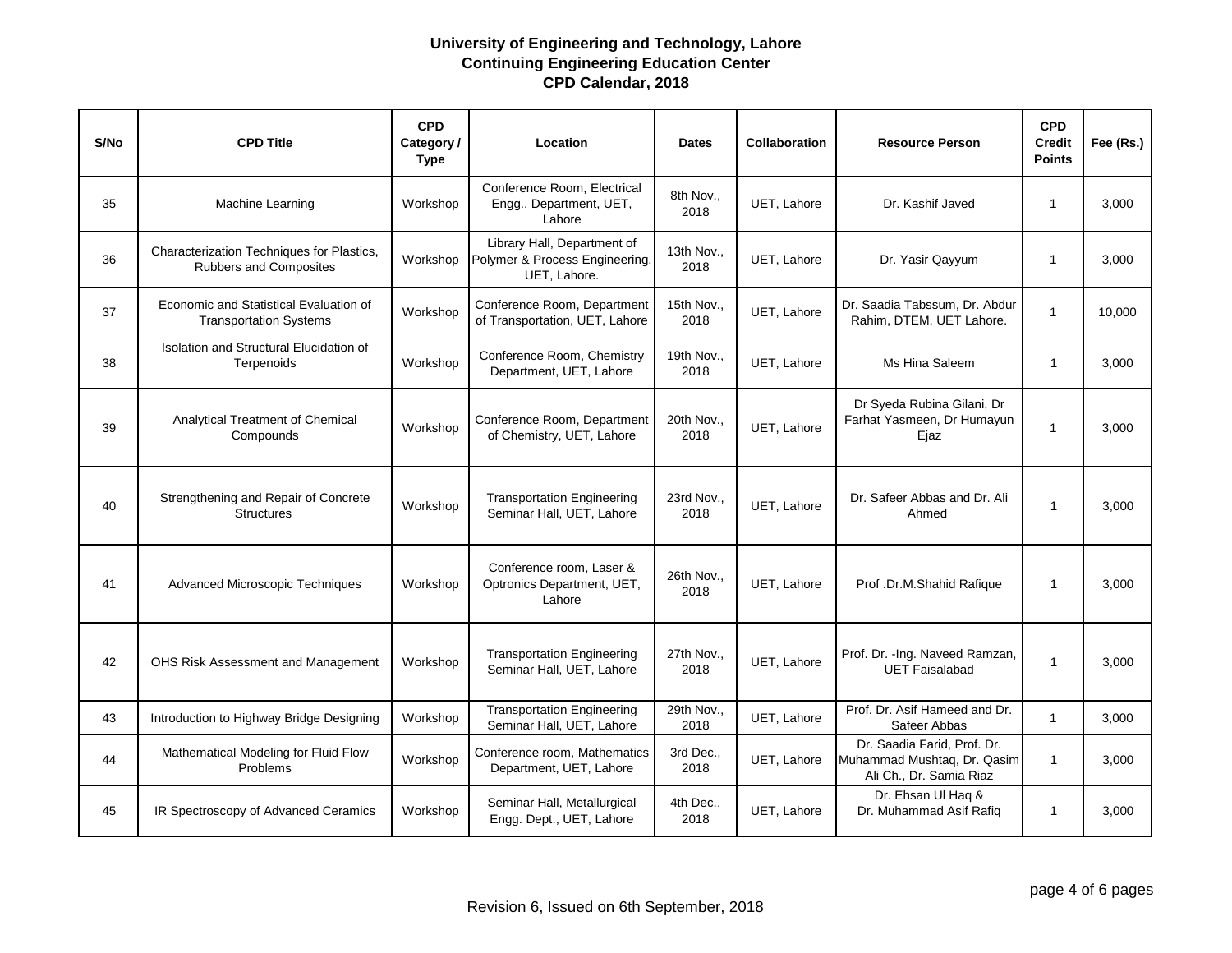# University of Engineering and Technology, Lahore
## Continuing Engineering Education Center
## CPD Calendar, 2018

| S/No | CPD Title | CPD Category / Type | Location | Dates | Collaboration | Resource Person | CPD Credit Points | Fee (Rs.) |
|---|---|---|---|---|---|---|---|---|
| 35 | Machine Learning | Workshop | Conference Room, Electrical Engg., Department, UET, Lahore | 8th Nov., 2018 | UET, Lahore | Dr. Kashif Javed | 1 | 3,000 |
| 36 | Characterization Techniques for Plastics, Rubbers and Composites | Workshop | Library Hall, Department of Polymer & Process Engineering, UET, Lahore. | 13th Nov., 2018 | UET, Lahore | Dr. Yasir Qayyum | 1 | 3,000 |
| 37 | Economic and Statistical Evaluation of Transportation Systems | Workshop | Conference Room, Department of Transportation, UET, Lahore | 15th Nov., 2018 | UET, Lahore | Dr. Saadia Tabssum, Dr. Abdur Rahim, DTEM, UET Lahore. | 1 | 10,000 |
| 38 | Isolation and Structural Elucidation of Terpenoids | Workshop | Conference Room, Chemistry Department, UET, Lahore | 19th Nov., 2018 | UET, Lahore | Ms Hina Saleem | 1 | 3,000 |
| 39 | Analytical Treatment of Chemical Compounds | Workshop | Conference Room, Department of Chemistry, UET, Lahore | 20th Nov., 2018 | UET, Lahore | Dr Syeda Rubina Gilani, Dr Farhat Yasmeen, Dr Humayun Ejaz | 1 | 3,000 |
| 40 | Strengthening and Repair of Concrete Structures | Workshop | Transportation Engineering Seminar Hall, UET, Lahore | 23rd Nov., 2018 | UET, Lahore | Dr. Safeer Abbas and Dr. Ali Ahmed | 1 | 3,000 |
| 41 | Advanced Microscopic Techniques | Workshop | Conference room, Laser & Optronics Department, UET, Lahore | 26th Nov., 2018 | UET, Lahore | Prof .Dr.M.Shahid Rafique | 1 | 3,000 |
| 42 | OHS Risk Assessment and Management | Workshop | Transportation Engineering Seminar Hall, UET, Lahore | 27th Nov., 2018 | UET, Lahore | Prof. Dr. -Ing. Naveed Ramzan, UET Faisalabad | 1 | 3,000 |
| 43 | Introduction to Highway Bridge Designing | Workshop | Transportation Engineering Seminar Hall, UET, Lahore | 29th Nov., 2018 | UET, Lahore | Prof. Dr. Asif Hameed and Dr. Safeer Abbas | 1 | 3,000 |
| 44 | Mathematical Modeling for Fluid Flow Problems | Workshop | Conference room, Mathematics Department, UET, Lahore | 3rd Dec., 2018 | UET, Lahore | Dr. Saadia Farid, Prof. Dr. Muhammad Mushtaq, Dr. Qasim Ali Ch., Dr. Samia Riaz | 1 | 3,000 |
| 45 | IR Spectroscopy of Advanced Ceramics | Workshop | Seminar Hall, Metallurgical Engg. Dept., UET, Lahore | 4th Dec., 2018 | UET, Lahore | Dr. Ehsan Ul Haq & Dr. Muhammad Asif Rafiq | 1 | 3,000 |

Revision 6, Issued on 6th September, 2018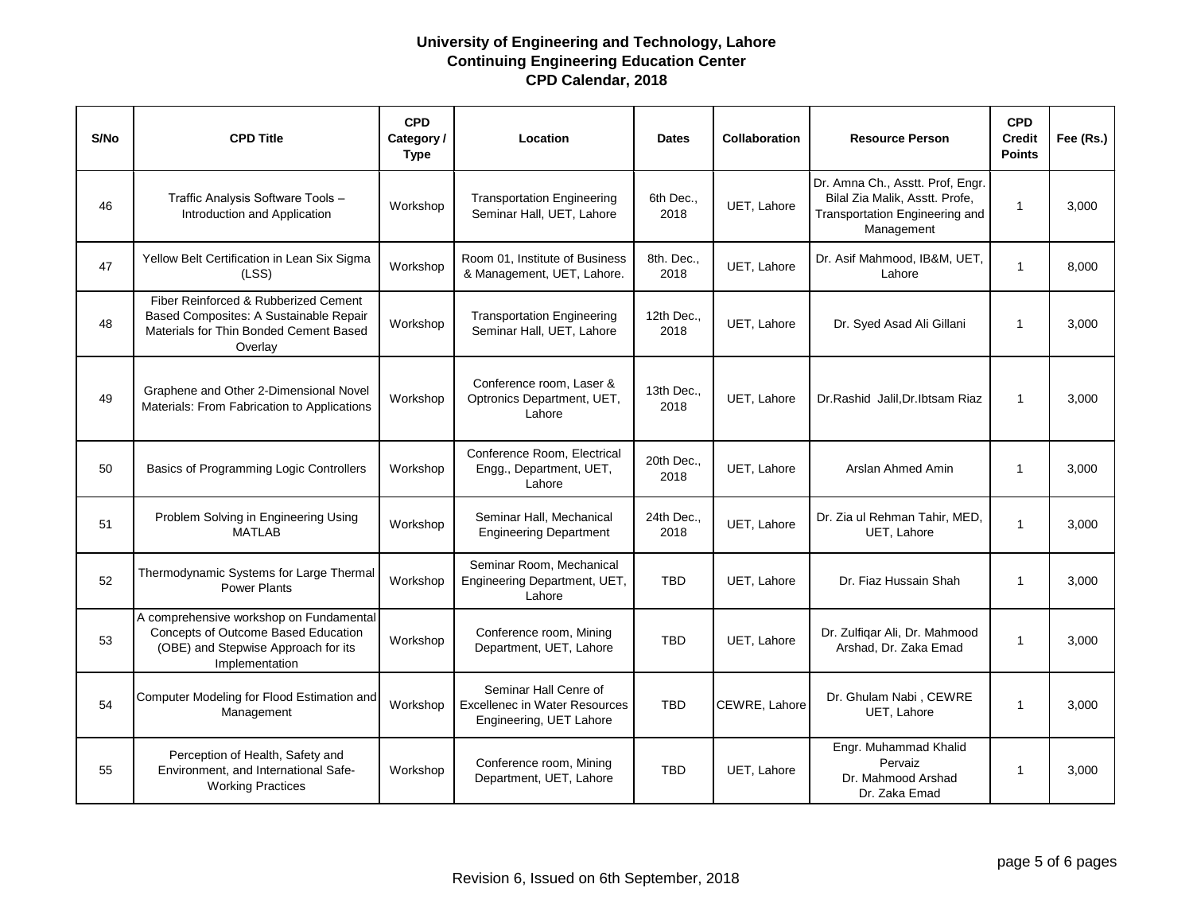**University of Engineering and Technology, Lahore**
**Continuing Engineering Education Center**
**CPD Calendar, 2018**

| S/No | CPD Title | CPD Category / Type | Location | Dates | Collaboration | Resource Person | CPD Credit Points | Fee (Rs.) |
|---|---|---|---|---|---|---|---|---|
| 46 | Traffic Analysis Software Tools – Introduction and Application | Workshop | Transportation Engineering Seminar Hall, UET, Lahore | 6th Dec., 2018 | UET, Lahore | Dr. Amna Ch., Asstt. Prof, Engr. Bilal Zia Malik, Asstt. Profe, Transportation Engineering and Management | 1 | 3,000 |
| 47 | Yellow Belt Certification in Lean Six Sigma (LSS) | Workshop | Room 01, Institute of Business & Management, UET, Lahore. | 8th. Dec., 2018 | UET, Lahore | Dr. Asif Mahmood, IB&M, UET, Lahore | 1 | 8,000 |
| 48 | Fiber Reinforced & Rubberized Cement Based Composites: A Sustainable Repair Materials for Thin Bonded Cement Based Overlay | Workshop | Transportation Engineering Seminar Hall, UET, Lahore | 12th Dec., 2018 | UET, Lahore | Dr. Syed Asad Ali Gillani | 1 | 3,000 |
| 49 | Graphene and Other 2-Dimensional Novel Materials: From Fabrication to Applications | Workshop | Conference room, Laser & Optronics Department, UET, Lahore | 13th Dec., 2018 | UET, Lahore | Dr.Rashid Jalil,Dr.Ibtsam Riaz | 1 | 3,000 |
| 50 | Basics of Programming Logic Controllers | Workshop | Conference Room, Electrical Engg., Department, UET, Lahore | 20th Dec., 2018 | UET, Lahore | Arslan Ahmed Amin | 1 | 3,000 |
| 51 | Problem Solving in Engineering Using MATLAB | Workshop | Seminar Hall, Mechanical Engineering Department | 24th Dec., 2018 | UET, Lahore | Dr. Zia ul Rehman Tahir, MED, UET, Lahore | 1 | 3,000 |
| 52 | Thermodynamic Systems for Large Thermal Power Plants | Workshop | Seminar Room, Mechanical Engineering Department, UET, Lahore | TBD | UET, Lahore | Dr. Fiaz Hussain Shah | 1 | 3,000 |
| 53 | A comprehensive workshop on Fundamental Concepts of Outcome Based Education (OBE) and Stepwise Approach for its Implementation | Workshop | Conference room, Mining Department, UET, Lahore | TBD | UET, Lahore | Dr. Zulfiqar Ali, Dr. Mahmood Arshad, Dr. Zaka Emad | 1 | 3,000 |
| 54 | Computer Modeling for Flood Estimation and Management | Workshop | Seminar Hall Cenre of Excellenec in Water Resources Engineering, UET Lahore | TBD | CEWRE, Lahore | Dr. Ghulam Nabi , CEWRE UET, Lahore | 1 | 3,000 |
| 55 | Perception of Health, Safety and Environment, and International Safe-Working Practices | Workshop | Conference room, Mining Department, UET, Lahore | TBD | UET, Lahore | Engr. Muhammad Khalid Pervaiz Dr. Mahmood Arshad Dr. Zaka Emad | 1 | 3,000 |

Revision 6, Issued on 6th September, 2018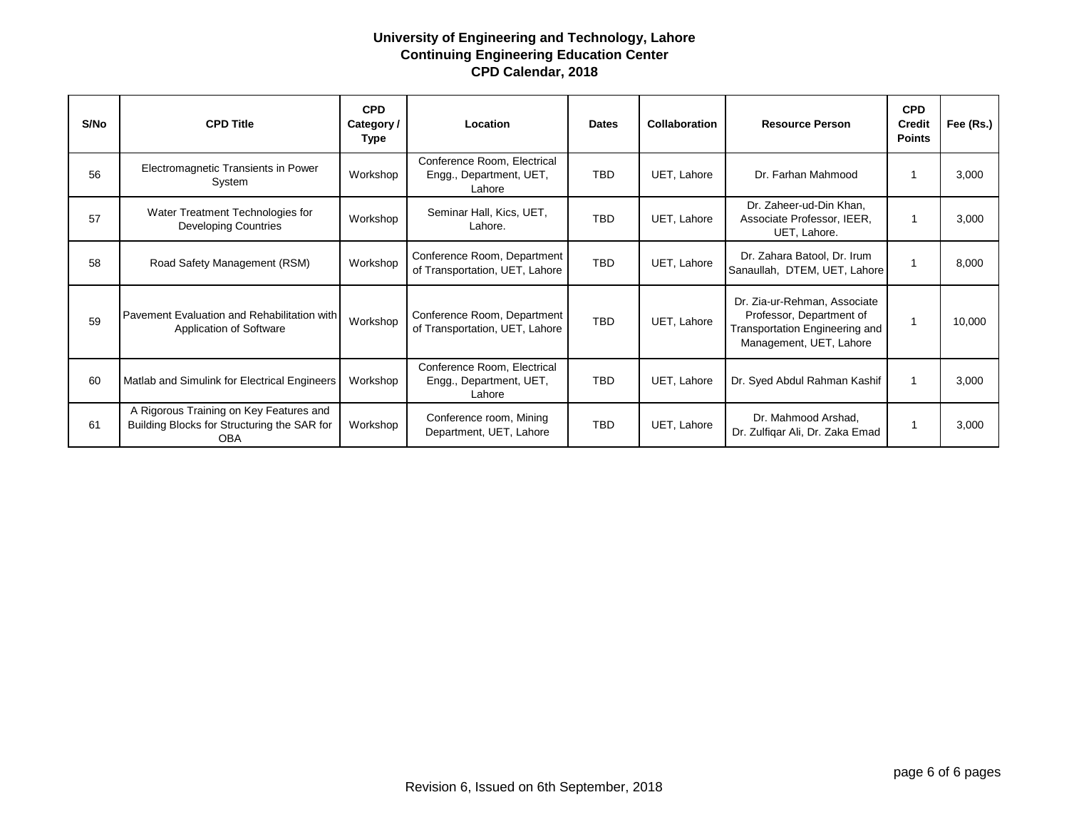**University of Engineering and Technology, Lahore**
**Continuing Engineering Education Center**
**CPD Calendar, 2018**

| S/No | CPD Title | CPD Category / Type | Location | Dates | Collaboration | Resource Person | CPD Credit Points | Fee (Rs.) |
|---|---|---|---|---|---|---|---|---|
| 56 | Electromagnetic Transients in Power System | Workshop | Conference Room, Electrical Engg., Department, UET, Lahore | TBD | UET, Lahore | Dr. Farhan Mahmood | 1 | 3,000 |
| 57 | Water Treatment Technologies for Developing Countries | Workshop | Seminar Hall, Kics, UET, Lahore. | TBD | UET, Lahore | Dr. Zaheer-ud-Din Khan, Associate Professor, IEER, UET, Lahore. | 1 | 3,000 |
| 58 | Road Safety Management (RSM) | Workshop | Conference Room, Department of Transportation, UET, Lahore | TBD | UET, Lahore | Dr. Zahara Batool, Dr. Irum Sanaullah, DTEM, UET, Lahore | 1 | 8,000 |
| 59 | Pavement Evaluation and Rehabilitation with Application of Software | Workshop | Conference Room, Department of Transportation, UET, Lahore | TBD | UET, Lahore | Dr. Zia-ur-Rehman, Associate Professor, Department of Transportation Engineering and Management, UET, Lahore | 1 | 10,000 |
| 60 | Matlab and Simulink for Electrical Engineers | Workshop | Conference Room, Electrical Engg., Department, UET, Lahore | TBD | UET, Lahore | Dr. Syed Abdul Rahman Kashif | 1 | 3,000 |
| 61 | A Rigorous Training on Key Features and Building Blocks for Structuring the SAR for OBA | Workshop | Conference room, Mining Department, UET, Lahore | TBD | UET, Lahore | Dr. Mahmood Arshad, Dr. Zulfiqar Ali, Dr. Zaka Emad | 1 | 3,000 |

Revision 6, Issued on 6th September, 2018